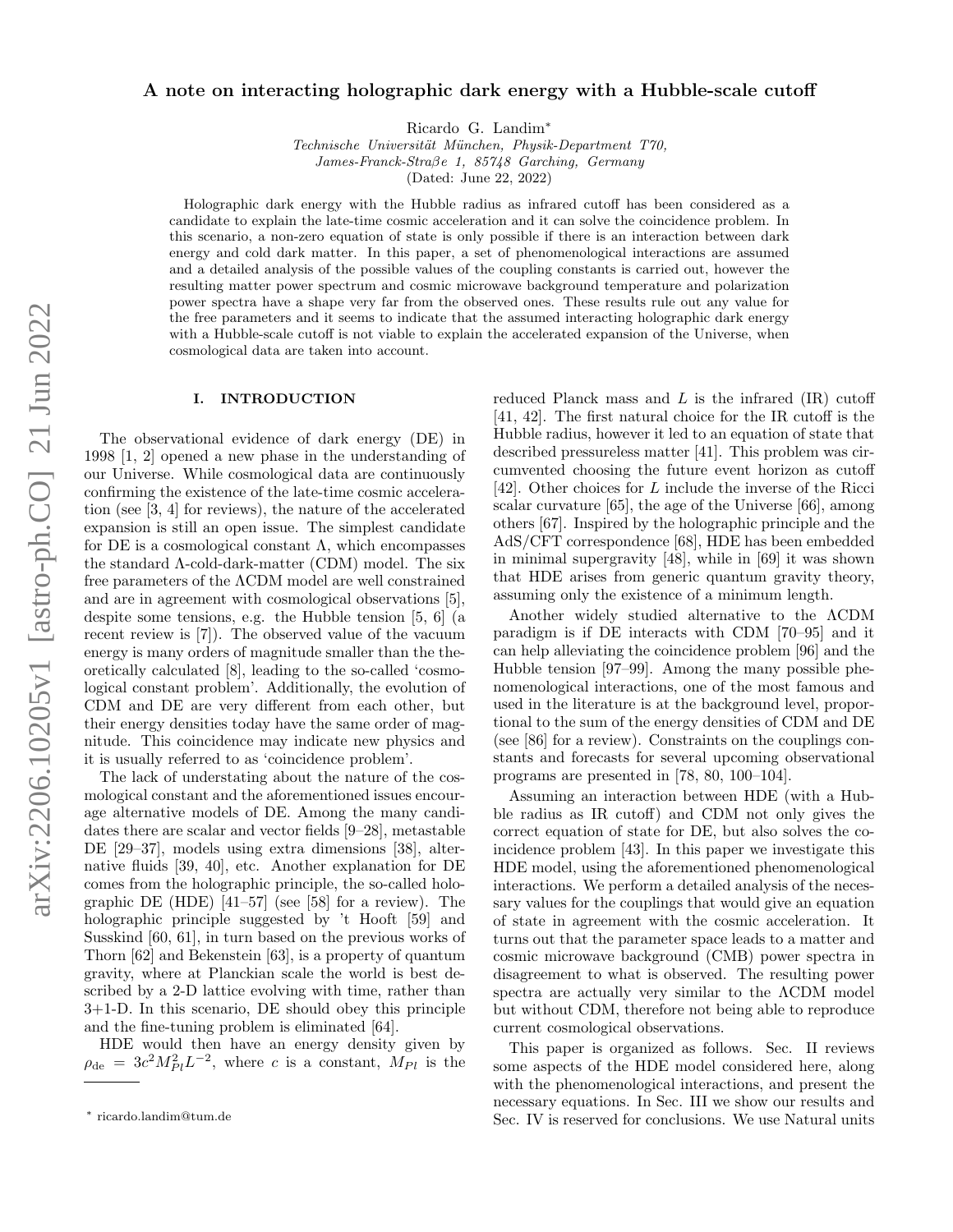# A note on interacting holographic dark energy with a Hubble-scale cutoff

Ricardo G. Landim*

*Technische Universität München, Physik-Department T70,*
*James-Franck-Straße 1, 85748 Garching, Germany*

(Dated: June 22, 2022)

Holographic dark energy with the Hubble radius as infrared cutoff has been considered as a candidate to explain the late-time cosmic acceleration and it can solve the coincidence problem. In this scenario, a non-zero equation of state is only possible if there is an interaction between dark energy and cold dark matter. In this paper, a set of phenomenological interactions are assumed and a detailed analysis of the possible values of the coupling constants is carried out, however the resulting matter power spectrum and cosmic microwave background temperature and polarization power spectra have a shape very far from the observed ones. These results rule out any value for the free parameters and it seems to indicate that the assumed interacting holographic dark energy with a Hubble-scale cutoff is not viable to explain the accelerated expansion of the Universe, when cosmological data are taken into account.

## I. INTRODUCTION

The observational evidence of dark energy (DE) in 1998 [1, 2] opened a new phase in the understanding of our Universe. While cosmological data are continuously confirming the existence of the late-time cosmic acceleration (see [3, 4] for reviews), the nature of the accelerated expansion is still an open issue. The simplest candidate for DE is a cosmological constant $\Lambda$, which encompasses the standard $\Lambda$-cold-dark-matter (CDM) model. The six free parameters of the $\Lambda$CDM model are well constrained and are in agreement with cosmological observations [5], despite some tensions, e.g. the Hubble tension [5, 6] (a recent review is [7]). The observed value of the vacuum energy is many orders of magnitude smaller than the theoretically calculated [8], leading to the so-called 'cosmological constant problem'. Additionally, the evolution of CDM and DE are very different from each other, but their energy densities today have the same order of magnitude. This coincidence may indicate new physics and it is usually referred to as 'coincidence problem'.

The lack of understating about the nature of the cosmological constant and the aforementioned issues encourage alternative models of DE. Among the many candidates there are scalar and vector fields [9–28], metastable DE [29–37], models using extra dimensions [38], alternative fluids [39, 40], etc. Another explanation for DE comes from the holographic principle, the so-called holographic DE (HDE) [41–57] (see [58] for a review). The holographic principle suggested by 't Hooft [59] and Susskind [60, 61], in turn based on the previous works of Thorn [62] and Bekenstein [63], is a property of quantum gravity, where at Planckian scale the world is best described by a 2-D lattice evolving with time, rather than 3+1-D. In this scenario, DE should obey this principle and the fine-tuning problem is eliminated [64].

HDE would then have an energy density given by $\rho_{\rm de} = 3c^2 M_{Pl}^2 L^{-2}$, where $c$ is a constant, $M_{Pl}$ is the reduced Planck mass and $L$ is the infrared (IR) cutoff [41, 42]. The first natural choice for the IR cutoff is the Hubble radius, however it led to an equation of state that described pressureless matter [41]. This problem was circumvented choosing the future event horizon as cutoff [42]. Other choices for $L$ include the inverse of the Ricci scalar curvature [65], the age of the Universe [66], among others [67]. Inspired by the holographic principle and the AdS/CFT correspondence [68], HDE has been embedded in minimal supergravity [48], while in [69] it was shown that HDE arises from generic quantum gravity theory, assuming only the existence of a minimum length.

Another widely studied alternative to the $\Lambda$CDM paradigm is if DE interacts with CDM [70–95] and it can help alleviating the coincidence problem [96] and the Hubble tension [97–99]. Among the many possible phenomenological interactions, one of the most famous and used in the literature is at the background level, proportional to the sum of the energy densities of CDM and DE (see [86] for a review). Constraints on the couplings constants and forecasts for several upcoming observational programs are presented in [78, 80, 100–104].

Assuming an interaction between HDE (with a Hubble radius as IR cutoff) and CDM not only gives the correct equation of state for DE, but also solves the coincidence problem [43]. In this paper we investigate this HDE model, using the aforementioned phenomenological interactions. We perform a detailed analysis of the necessary values for the couplings that would give an equation of state in agreement with the cosmic acceleration. It turns out that the parameter space leads to a matter and cosmic microwave background (CMB) power spectra in disagreement to what is observed. The resulting power spectra are actually very similar to the $\Lambda$CDM model but without CDM, therefore not being able to reproduce current cosmological observations.

This paper is organized as follows. Sec. II reviews some aspects of the HDE model considered here, along with the phenomenological interactions, and present the necessary equations. In Sec. III we show our results and Sec. IV is reserved for conclusions. We use Natural units

* ricardo.landim@tum.de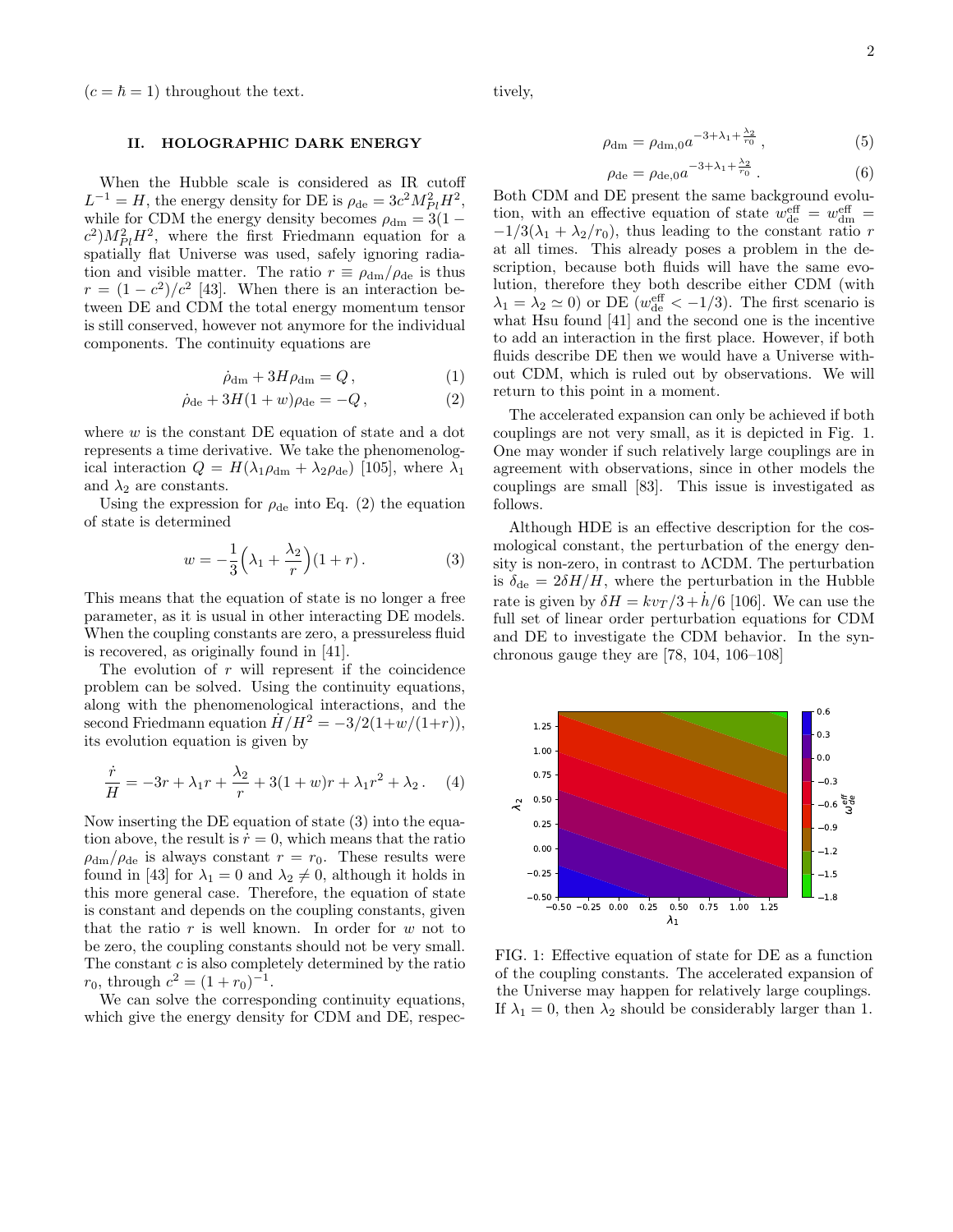($c = \hbar = 1$) throughout the text.

## II. HOLOGRAPHIC DARK ENERGY

When the Hubble scale is considered as IR cutoff $L^{-1} = H$, the energy density for DE is $\rho_{\rm de} = 3c^2 M_{Pl}^2 H^2$, while for CDM the energy density becomes $\rho_{\rm dm} = 3(1-c^2)M_{Pl}^2 H^2$, where the first Friedmann equation for a spatially flat Universe was used, safely ignoring radiation and visible matter. The ratio $r \equiv \rho_{\rm dm}/\rho_{\rm de}$ is thus $r = (1-c^2)/c^2$ [43]. When there is an interaction between DE and CDM the total energy momentum tensor is still conserved, however not anymore for the individual components. The continuity equations are

$$\dot{\rho}_{\rm dm} + 3H\rho_{\rm dm} = Q\,, \tag{1}$$

$$\dot{\rho}_{\rm de} + 3H(1+w)\rho_{\rm de} = -Q\,, \tag{2}$$

where $w$ is the constant DE equation of state and a dot represents a time derivative. We take the phenomenological interaction $Q = H(\lambda_1\rho_{\rm dm} + \lambda_2\rho_{\rm de})$ [105], where $\lambda_1$ and $\lambda_2$ are constants.

Using the expression for $\rho_{\rm de}$ into Eq. (2) the equation of state is determined

$$w = -\frac{1}{3}\Big(\lambda_1 + \frac{\lambda_2}{r}\Big)(1+r)\,. \tag{3}$$

This means that the equation of state is no longer a free parameter, as it is usual in other interacting DE models. When the coupling constants are zero, a pressureless fluid is recovered, as originally found in [41].

The evolution of $r$ will represent if the coincidence problem can be solved. Using the continuity equations, along with the phenomenological interactions, and the second Friedmann equation $\dot{H}/H^2 = -3/2(1+w/(1+r))$, its evolution equation is given by

$$\frac{\dot{r}}{H} = -3r + \lambda_1 r + \frac{\lambda_2}{r} + 3(1+w)r + \lambda_1 r^2 + \lambda_2\,. \tag{4}$$

Now inserting the DE equation of state (3) into the equation above, the result is $\dot{r} = 0$, which means that the ratio $\rho_{\rm dm}/\rho_{\rm de}$ is always constant $r = r_0$. These results were found in [43] for $\lambda_1 = 0$ and $\lambda_2 \neq 0$, although it holds in this more general case. Therefore, the equation of state is constant and depends on the coupling constants, given that the ratio $r$ is well known. In order for $w$ not to be zero, the coupling constants should not be very small. The constant $c$ is also completely determined by the ratio $r_0$, through $c^2 = (1+r_0)^{-1}$.

We can solve the corresponding continuity equations, which give the energy density for CDM and DE, respectively,

$$\rho_{\rm dm} = \rho_{\rm dm,0}\, a^{-3+\lambda_1+\frac{\lambda_2}{r_0}}\,, \tag{5}$$

$$\rho_{\rm de} = \rho_{\rm de,0}\, a^{-3+\lambda_1+\frac{\lambda_2}{r_0}}\,. \tag{6}$$

Both CDM and DE present the same background evolution, with an effective equation of state $w_{\rm de}^{\rm eff} = w_{\rm dm}^{\rm eff} = -1/3(\lambda_1 + \lambda_2/r_0)$, thus leading to the constant ratio $r$ at all times. This already poses a problem in the description, because both fluids will have the same evolution, therefore they both describe either CDM (with $\lambda_1 = \lambda_2 \simeq 0$) or DE ($w_{\rm de}^{\rm eff} < -1/3$). The first scenario is what Hsu found [41] and the second one is the incentive to add an interaction in the first place. However, if both fluids describe DE then we would have a Universe without CDM, which is ruled out by observations. We will return to this point in a moment.

The accelerated expansion can only be achieved if both couplings are not very small, as it is depicted in Fig. 1. One may wonder if such relatively large couplings are in agreement with observations, since in other models the couplings are small [83]. This issue is investigated as follows.

Although HDE is an effective description for the cosmological constant, the perturbation of the energy density is non-zero, in contrast to ΛCDM. The perturbation is $\delta_{\rm de} = 2\delta H/H$, where the perturbation in the Hubble rate is given by $\delta H = kv_T/3 + \dot{h}/6$ [106]. We can use the full set of linear order perturbation equations for CDM and DE to investigate the CDM behavior. In the synchronous gauge they are [78, 104, 106–108]

FIG. 1: Effective equation of state for DE as a function of the coupling constants. The accelerated expansion of the Universe may happen for relatively large couplings. If $\lambda_1 = 0$, then $\lambda_2$ should be considerably larger than 1.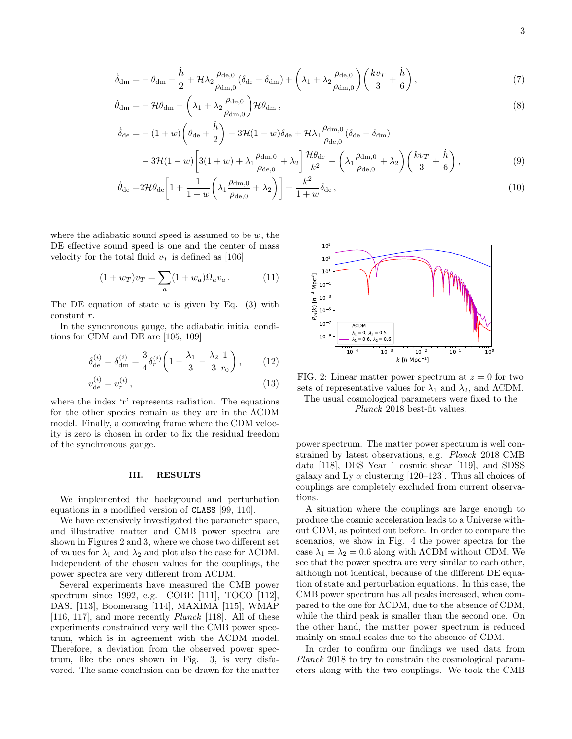$$\dot{\delta}_{\rm dm} = -\,\theta_{\rm dm} - \frac{\dot{h}}{2} + \mathcal{H}\lambda_2 \frac{\rho_{\rm de,0}}{\rho_{\rm dm,0}}(\delta_{\rm de} - \delta_{\rm dm}) + \left(\lambda_1 + \lambda_2 \frac{\rho_{\rm de,0}}{\rho_{\rm dm,0}}\right)\left(\frac{k v_T}{3} + \frac{\dot{h}}{6}\right), \tag{7}$$

$$\dot{\theta}_{\rm dm} = -\,\mathcal{H}\theta_{\rm dm} - \left(\lambda_1 + \lambda_2 \frac{\rho_{\rm de,0}}{\rho_{\rm dm,0}}\right)\mathcal{H}\theta_{\rm dm}\,, \tag{8}$$

$$\begin{aligned}\dot{\delta}_{\rm de} =& -(1+w)\left(\theta_{\rm de} + \frac{\dot{h}}{2}\right) - 3\mathcal{H}(1-w)\delta_{\rm de} + \mathcal{H}\lambda_1 \frac{\rho_{\rm dm,0}}{\rho_{\rm de,0}}(\delta_{\rm de} - \delta_{\rm dm}) \\ &- 3\mathcal{H}(1-w)\left[3(1+w) + \lambda_1 \frac{\rho_{\rm dm,0}}{\rho_{\rm de,0}} + \lambda_2\right]\frac{\mathcal{H}\theta_{\rm de}}{k^2} - \left(\lambda_1 \frac{\rho_{\rm dm,0}}{\rho_{\rm de,0}} + \lambda_2\right)\left(\frac{k v_T}{3} + \frac{\dot{h}}{6}\right),\end{aligned} \tag{9}$$

$$\dot{\theta}_{\rm de} = 2\mathcal{H}\theta_{\rm de}\left[1 + \frac{1}{1+w}\left(\lambda_1 \frac{\rho_{\rm dm,0}}{\rho_{\rm de,0}} + \lambda_2\right)\right] + \frac{k^2}{1+w}\delta_{\rm de}\,, \tag{10}$$

where the adiabatic sound speed is assumed to be $w$, the DE effective sound speed is one and the center of mass velocity for the total fluid $v_T$ is defined as [106]

$$(1 + w_T)v_T = \sum_a (1 + w_a)\Omega_a v_a\,. \tag{11}$$

The DE equation of state $w$ is given by Eq. (3) with constant $r$.

In the synchronous gauge, the adiabatic initial conditions for CDM and DE are [105, 109]

$$\delta_{\rm de}^{(i)} = \delta_{\rm dm}^{(i)} = \frac{3}{4}\delta_r^{(i)}\left(1 - \frac{\lambda_1}{3} - \frac{\lambda_2}{3}\frac{1}{r_0}\right), \tag{12}$$

$$v_{\rm de}^{(i)} = v_r^{(i)}\,, \tag{13}$$

where the index 'r' represents radiation. The equations for the other species remain as they are in the ΛCDM model. Finally, a comoving frame where the CDM velocity is zero is chosen in order to fix the residual freedom of the synchronous gauge.

## III. RESULTS

We implemented the background and perturbation equations in a modified version of CLASS [99, 110].

We have extensively investigated the parameter space, and illustrative matter and CMB power spectra are shown in Figures 2 and 3, where we chose two different set of values for $\lambda_1$ and $\lambda_2$ and plot also the case for ΛCDM. Independent of the chosen values for the couplings, the power spectra are very different from ΛCDM.

Several experiments have measured the CMB power spectrum since 1992, e.g. COBE [111], TOCO [112], DASI [113], Boomerang [114], MAXIMA [115], WMAP [116, 117], and more recently *Planck* [118]. All of these experiments constrained very well the CMB power spectrum, which is in agreement with the ΛCDM model. Therefore, a deviation from the observed power spectrum, like the ones shown in Fig. 3, is very disfavored. The same conclusion can be drawn for the matter power spectrum. The matter power spectrum is well constrained by latest observations, e.g. *Planck* 2018 CMB data [118], DES Year 1 cosmic shear [119], and SDSS galaxy and Ly α clustering [120–123]. Thus all choices of couplings are completely excluded from current observations.

FIG. 2: Linear matter power spectrum at $z = 0$ for two sets of representative values for $\lambda_1$ and $\lambda_2$, and ΛCDM. The usual cosmological parameters were fixed to the *Planck* 2018 best-fit values.

A situation where the couplings are large enough to produce the cosmic acceleration leads to a Universe without CDM, as pointed out before. In order to compare the scenarios, we show in Fig. 4 the power spectra for the case $\lambda_1 = \lambda_2 = 0.6$ along with ΛCDM without CDM. We see that the power spectra are very similar to each other, although not identical, because of the different DE equation of state and perturbation equations. In this case, the CMB power spectrum has all peaks increased, when compared to the one for ΛCDM, due to the absence of CDM, while the third peak is smaller than the second one. On the other hand, the matter power spectrum is reduced mainly on small scales due to the absence of CDM.

In order to confirm our findings we used data from *Planck* 2018 to try to constrain the cosmological parameters along with the two couplings. We took the CMB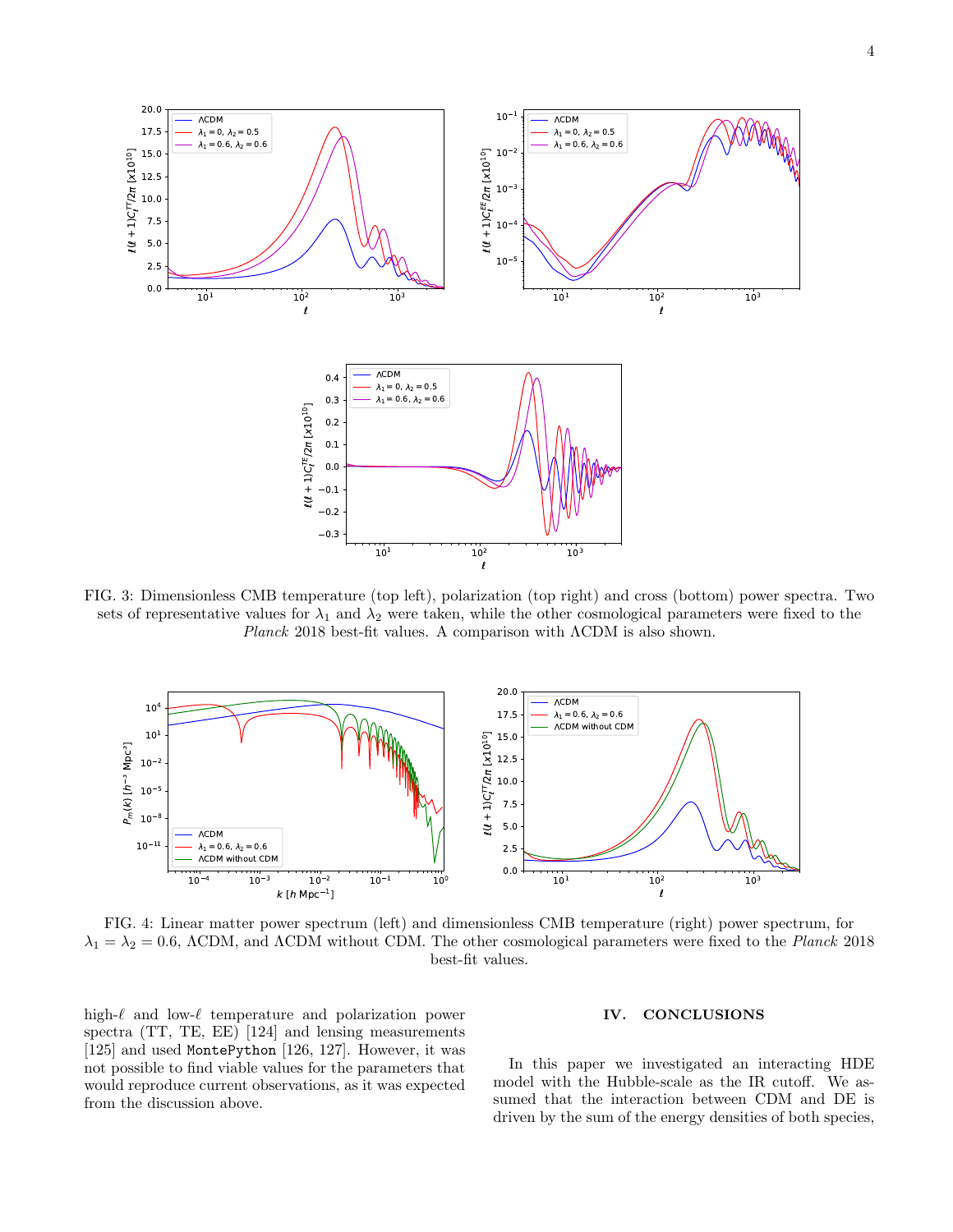FIG. 3: Dimensionless CMB temperature (top left), polarization (top right) and cross (bottom) power spectra. Two sets of representative values for $\lambda_1$ and $\lambda_2$ were taken, while the other cosmological parameters were fixed to the *Planck* 2018 best-fit values. A comparison with ΛCDM is also shown.

FIG. 4: Linear matter power spectrum (left) and dimensionless CMB temperature (right) power spectrum, for $\lambda_1 = \lambda_2 = 0.6$, ΛCDM, and ΛCDM without CDM. The other cosmological parameters were fixed to the *Planck* 2018 best-fit values.

high-$\ell$ and low-$\ell$ temperature and polarization power spectra (TT, TE, EE) [124] and lensing measurements [125] and used `MontePython` [126, 127]. However, it was not possible to find viable values for the parameters that would reproduce current observations, as it was expected from the discussion above.

## IV. CONCLUSIONS

In this paper we investigated an interacting HDE model with the Hubble-scale as the IR cutoff. We assumed that the interaction between CDM and DE is driven by the sum of the energy densities of both species,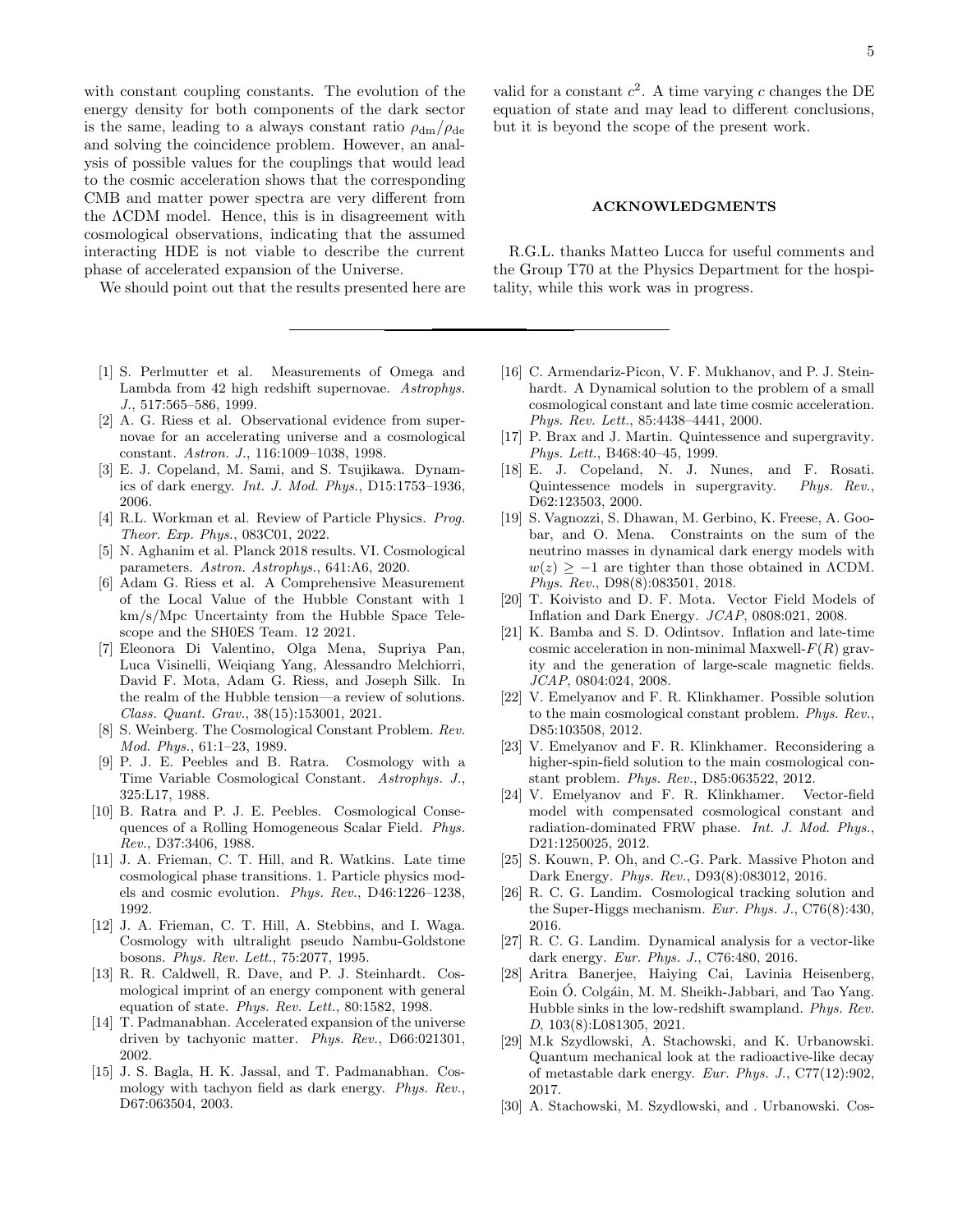with constant coupling constants. The evolution of the energy density for both components of the dark sector is the same, leading to a always constant ratio $\rho_{\rm dm}/\rho_{\rm de}$ and solving the coincidence problem. However, an analysis of possible values for the couplings that would lead to the cosmic acceleration shows that the corresponding CMB and matter power spectra are very different from the ΛCDM model. Hence, this is in disagreement with cosmological observations, indicating that the assumed interacting HDE is not viable to describe the current phase of accelerated expansion of the Universe.

We should point out that the results presented here are valid for a constant $c^2$. A time varying $c$ changes the DE equation of state and may lead to different conclusions, but it is beyond the scope of the present work.

## ACKNOWLEDGMENTS

R.G.L. thanks Matteo Lucca for useful comments and the Group T70 at the Physics Department for the hospitality, while this work was in progress.

---

[1] S. Perlmutter et al. Measurements of Omega and Lambda from 42 high redshift supernovae. *Astrophys. J.*, 517:565–586, 1999.

[2] A. G. Riess et al. Observational evidence from supernovae for an accelerating universe and a cosmological constant. *Astron. J.*, 116:1009–1038, 1998.

[3] E. J. Copeland, M. Sami, and S. Tsujikawa. Dynamics of dark energy. *Int. J. Mod. Phys.*, D15:1753–1936, 2006.

[4] R.L. Workman et al. Review of Particle Physics. *Prog. Theor. Exp. Phys.*, 083C01, 2022.

[5] N. Aghanim et al. Planck 2018 results. VI. Cosmological parameters. *Astron. Astrophys.*, 641:A6, 2020.

[6] Adam G. Riess et al. A Comprehensive Measurement of the Local Value of the Hubble Constant with 1 km/s/Mpc Uncertainty from the Hubble Space Telescope and the SH0ES Team. 12 2021.

[7] Eleonora Di Valentino, Olga Mena, Supriya Pan, Luca Visinelli, Weiqiang Yang, Alessandro Melchiorri, David F. Mota, Adam G. Riess, and Joseph Silk. In the realm of the Hubble tension—a review of solutions. *Class. Quant. Grav.*, 38(15):153001, 2021.

[8] S. Weinberg. The Cosmological Constant Problem. *Rev. Mod. Phys.*, 61:1–23, 1989.

[9] P. J. E. Peebles and B. Ratra. Cosmology with a Time Variable Cosmological Constant. *Astrophys. J.*, 325:L17, 1988.

[10] B. Ratra and P. J. E. Peebles. Cosmological Consequences of a Rolling Homogeneous Scalar Field. *Phys. Rev.*, D37:3406, 1988.

[11] J. A. Frieman, C. T. Hill, and R. Watkins. Late time cosmological phase transitions. 1. Particle physics models and cosmic evolution. *Phys. Rev.*, D46:1226–1238, 1992.

[12] J. A. Frieman, C. T. Hill, A. Stebbins, and I. Waga. Cosmology with ultralight pseudo Nambu-Goldstone bosons. *Phys. Rev. Lett.*, 75:2077, 1995.

[13] R. R. Caldwell, R. Dave, and P. J. Steinhardt. Cosmological imprint of an energy component with general equation of state. *Phys. Rev. Lett.*, 80:1582, 1998.

[14] T. Padmanabhan. Accelerated expansion of the universe driven by tachyonic matter. *Phys. Rev.*, D66:021301, 2002.

[15] J. S. Bagla, H. K. Jassal, and T. Padmanabhan. Cosmology with tachyon field as dark energy. *Phys. Rev.*, D67:063504, 2003.

[16] C. Armendariz-Picon, V. F. Mukhanov, and P. J. Steinhardt. A Dynamical solution to the problem of a small cosmological constant and late time cosmic acceleration. *Phys. Rev. Lett.*, 85:4438–4441, 2000.

[17] P. Brax and J. Martin. Quintessence and supergravity. *Phys. Lett.*, B468:40–45, 1999.

[18] E. J. Copeland, N. J. Nunes, and F. Rosati. Quintessence models in supergravity. *Phys. Rev.*, D62:123503, 2000.

[19] S. Vagnozzi, S. Dhawan, M. Gerbino, K. Freese, A. Goobar, and O. Mena. Constraints on the sum of the neutrino masses in dynamical dark energy models with $w(z) \geq -1$ are tighter than those obtained in ΛCDM. *Phys. Rev.*, D98(8):083501, 2018.

[20] T. Koivisto and D. F. Mota. Vector Field Models of Inflation and Dark Energy. *JCAP*, 0808:021, 2008.

[21] K. Bamba and S. D. Odintsov. Inflation and late-time cosmic acceleration in non-minimal Maxwell-$F(R)$ gravity and the generation of large-scale magnetic fields. *JCAP*, 0804:024, 2008.

[22] V. Emelyanov and F. R. Klinkhamer. Possible solution to the main cosmological constant problem. *Phys. Rev.*, D85:103508, 2012.

[23] V. Emelyanov and F. R. Klinkhamer. Reconsidering a higher-spin-field solution to the main cosmological constant problem. *Phys. Rev.*, D85:063522, 2012.

[24] V. Emelyanov and F. R. Klinkhamer. Vector-field model with compensated cosmological constant and radiation-dominated FRW phase. *Int. J. Mod. Phys.*, D21:1250025, 2012.

[25] S. Kouwn, P. Oh, and C.-G. Park. Massive Photon and Dark Energy. *Phys. Rev.*, D93(8):083012, 2016.

[26] R. C. G. Landim. Cosmological tracking solution and the Super-Higgs mechanism. *Eur. Phys. J.*, C76(8):430, 2016.

[27] R. C. G. Landim. Dynamical analysis for a vector-like dark energy. *Eur. Phys. J.*, C76:480, 2016.

[28] Aritra Banerjee, Haiying Cai, Lavinia Heisenberg, Eoin Ó. Colgáin, M. M. Sheikh-Jabbari, and Tao Yang. Hubble sinks in the low-redshift swampland. *Phys. Rev. D*, 103(8):L081305, 2021.

[29] M.k Szydlowski, A. Stachowski, and K. Urbanowski. Quantum mechanical look at the radioactive-like decay of metastable dark energy. *Eur. Phys. J.*, C77(12):902, 2017.

[30] A. Stachowski, M. Szydlowski, and . Urbanowski. Cos-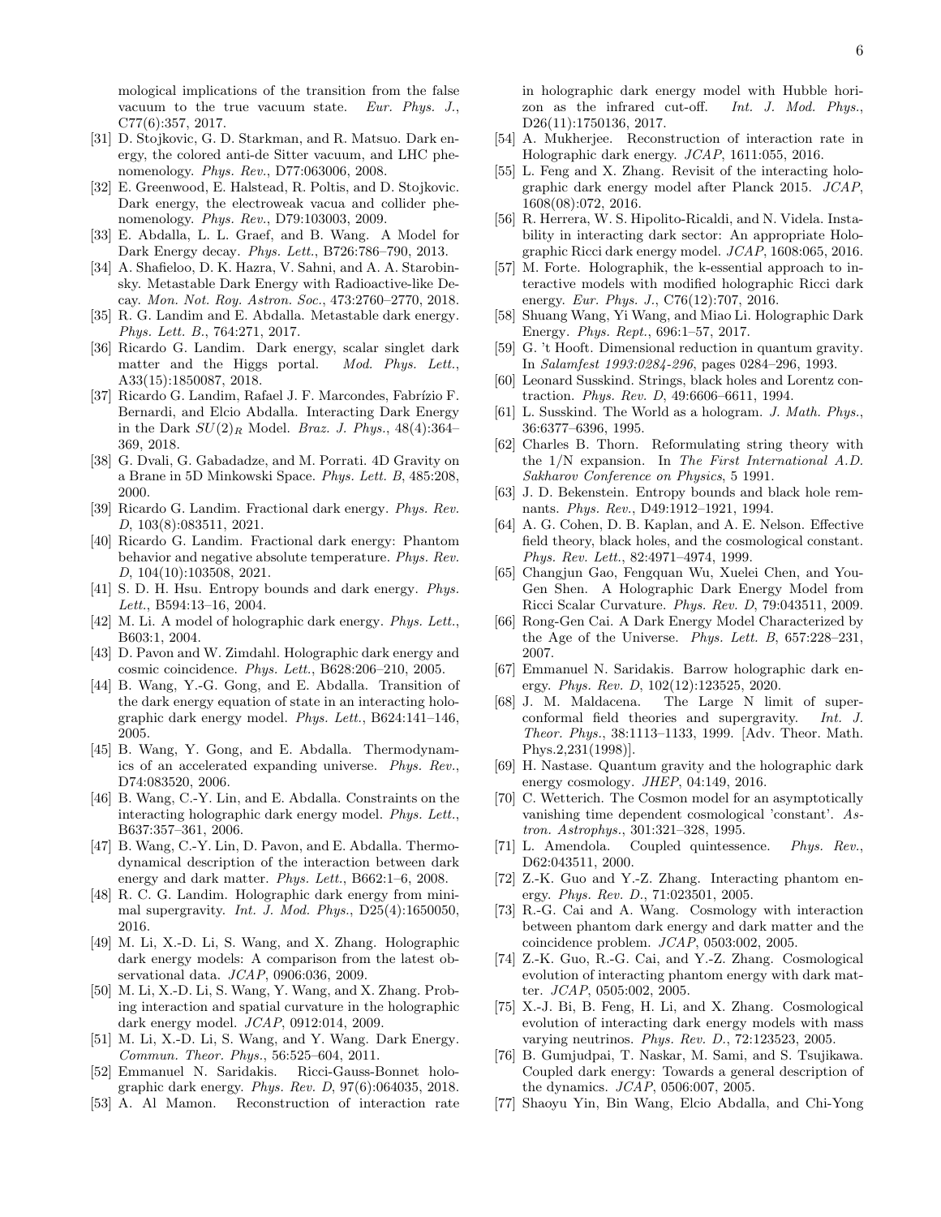mological implications of the transition from the false vacuum to the true vacuum state. *Eur. Phys. J.*, C77(6):357, 2017.

[31] D. Stojkovic, G. D. Starkman, and R. Matsuo. Dark energy, the colored anti-de Sitter vacuum, and LHC phenomenology. *Phys. Rev.*, D77:063006, 2008.

[32] E. Greenwood, E. Halstead, R. Poltis, and D. Stojkovic. Dark energy, the electroweak vacua and collider phenomenology. *Phys. Rev.*, D79:103003, 2009.

[33] E. Abdalla, L. L. Graef, and B. Wang. A Model for Dark Energy decay. *Phys. Lett.*, B726:786–790, 2013.

[34] A. Shafieloo, D. K. Hazra, V. Sahni, and A. A. Starobinsky. Metastable Dark Energy with Radioactive-like Decay. *Mon. Not. Roy. Astron. Soc.*, 473:2760–2770, 2018.

[35] R. G. Landim and E. Abdalla. Metastable dark energy. *Phys. Lett. B.*, 764:271, 2017.

[36] Ricardo G. Landim. Dark energy, scalar singlet dark matter and the Higgs portal. *Mod. Phys. Lett.*, A33(15):1850087, 2018.

[37] Ricardo G. Landim, Rafael J. F. Marcondes, Fabrízio F. Bernardi, and Elcio Abdalla. Interacting Dark Energy in the Dark $SU(2)_R$ Model. *Braz. J. Phys.*, 48(4):364–369, 2018.

[38] G. Dvali, G. Gabadadze, and M. Porrati. 4D Gravity on a Brane in 5D Minkowski Space. *Phys. Lett. B*, 485:208, 2000.

[39] Ricardo G. Landim. Fractional dark energy. *Phys. Rev. D*, 103(8):083511, 2021.

[40] Ricardo G. Landim. Fractional dark energy: Phantom behavior and negative absolute temperature. *Phys. Rev. D*, 104(10):103508, 2021.

[41] S. D. H. Hsu. Entropy bounds and dark energy. *Phys. Lett.*, B594:13–16, 2004.

[42] M. Li. A model of holographic dark energy. *Phys. Lett.*, B603:1, 2004.

[43] D. Pavon and W. Zimdahl. Holographic dark energy and cosmic coincidence. *Phys. Lett.*, B628:206–210, 2005.

[44] B. Wang, Y.-G. Gong, and E. Abdalla. Transition of the dark energy equation of state in an interacting holographic dark energy model. *Phys. Lett.*, B624:141–146, 2005.

[45] B. Wang, Y. Gong, and E. Abdalla. Thermodynamics of an accelerated expanding universe. *Phys. Rev.*, D74:083520, 2006.

[46] B. Wang, C.-Y. Lin, and E. Abdalla. Constraints on the interacting holographic dark energy model. *Phys. Lett.*, B637:357–361, 2006.

[47] B. Wang, C.-Y. Lin, D. Pavon, and E. Abdalla. Thermodynamical description of the interaction between dark energy and dark matter. *Phys. Lett.*, B662:1–6, 2008.

[48] R. C. G. Landim. Holographic dark energy from minimal supergravity. *Int. J. Mod. Phys.*, D25(4):1650050, 2016.

[49] M. Li, X.-D. Li, S. Wang, and X. Zhang. Holographic dark energy models: A comparison from the latest observational data. *JCAP*, 0906:036, 2009.

[50] M. Li, X.-D. Li, S. Wang, Y. Wang, and X. Zhang. Probing interaction and spatial curvature in the holographic dark energy model. *JCAP*, 0912:014, 2009.

[51] M. Li, X.-D. Li, S. Wang, and Y. Wang. Dark Energy. *Commun. Theor. Phys.*, 56:525–604, 2011.

[52] Emmanuel N. Saridakis. Ricci-Gauss-Bonnet holographic dark energy. *Phys. Rev. D*, 97(6):064035, 2018.

[53] A. Al Mamon. Reconstruction of interaction rate in holographic dark energy model with Hubble horizon as the infrared cut-off. *Int. J. Mod. Phys.*, D26(11):1750136, 2017.

[54] A. Mukherjee. Reconstruction of interaction rate in Holographic dark energy. *JCAP*, 1611:055, 2016.

[55] L. Feng and X. Zhang. Revisit of the interacting holographic dark energy model after Planck 2015. *JCAP*, 1608(08):072, 2016.

[56] R. Herrera, W. S. Hipolito-Ricaldi, and N. Videla. Instability in interacting dark sector: An appropriate Holographic Ricci dark energy model. *JCAP*, 1608:065, 2016.

[57] M. Forte. Holographik, the k-essential approach to interactive models with modified holographic Ricci dark energy. *Eur. Phys. J.*, C76(12):707, 2016.

[58] Shuang Wang, Yi Wang, and Miao Li. Holographic Dark Energy. *Phys. Rept.*, 696:1–57, 2017.

[59] G. 't Hooft. Dimensional reduction in quantum gravity. In *Salamfest 1993:0284-296*, pages 0284–296, 1993.

[60] Leonard Susskind. Strings, black holes and Lorentz contraction. *Phys. Rev. D*, 49:6606–6611, 1994.

[61] L. Susskind. The World as a hologram. *J. Math. Phys.*, 36:6377–6396, 1995.

[62] Charles B. Thorn. Reformulating string theory with the 1/N expansion. In *The First International A.D. Sakharov Conference on Physics*, 5 1991.

[63] J. D. Bekenstein. Entropy bounds and black hole remnants. *Phys. Rev.*, D49:1912–1921, 1994.

[64] A. G. Cohen, D. B. Kaplan, and A. E. Nelson. Effective field theory, black holes, and the cosmological constant. *Phys. Rev. Lett.*, 82:4971–4974, 1999.

[65] Changjun Gao, Fengquan Wu, Xuelei Chen, and You-Gen Shen. A Holographic Dark Energy Model from Ricci Scalar Curvature. *Phys. Rev. D*, 79:043511, 2009.

[66] Rong-Gen Cai. A Dark Energy Model Characterized by the Age of the Universe. *Phys. Lett. B*, 657:228–231, 2007.

[67] Emmanuel N. Saridakis. Barrow holographic dark energy. *Phys. Rev. D*, 102(12):123525, 2020.

[68] J. M. Maldacena. The Large N limit of superconformal field theories and supergravity. *Int. J. Theor. Phys.*, 38:1113–1133, 1999. [Adv. Theor. Math. Phys.2,231(1998)].

[69] H. Nastase. Quantum gravity and the holographic dark energy cosmology. *JHEP*, 04:149, 2016.

[70] C. Wetterich. The Cosmon model for an asymptotically vanishing time dependent cosmological 'constant'. *Astron. Astrophys.*, 301:321–328, 1995.

[71] L. Amendola. Coupled quintessence. *Phys. Rev.*, D62:043511, 2000.

[72] Z.-K. Guo and Y.-Z. Zhang. Interacting phantom energy. *Phys. Rev. D.*, 71:023501, 2005.

[73] R.-G. Cai and A. Wang. Cosmology with interaction between phantom dark energy and dark matter and the coincidence problem. *JCAP*, 0503:002, 2005.

[74] Z.-K. Guo, R.-G. Cai, and Y.-Z. Zhang. Cosmological evolution of interacting phantom energy with dark matter. *JCAP*, 0505:002, 2005.

[75] X.-J. Bi, B. Feng, H. Li, and X. Zhang. Cosmological evolution of interacting dark energy models with mass varying neutrinos. *Phys. Rev. D.*, 72:123523, 2005.

[76] B. Gumjudpai, T. Naskar, M. Sami, and S. Tsujikawa. Coupled dark energy: Towards a general description of the dynamics. *JCAP*, 0506:007, 2005.

[77] Shaoyu Yin, Bin Wang, Elcio Abdalla, and Chi-Yong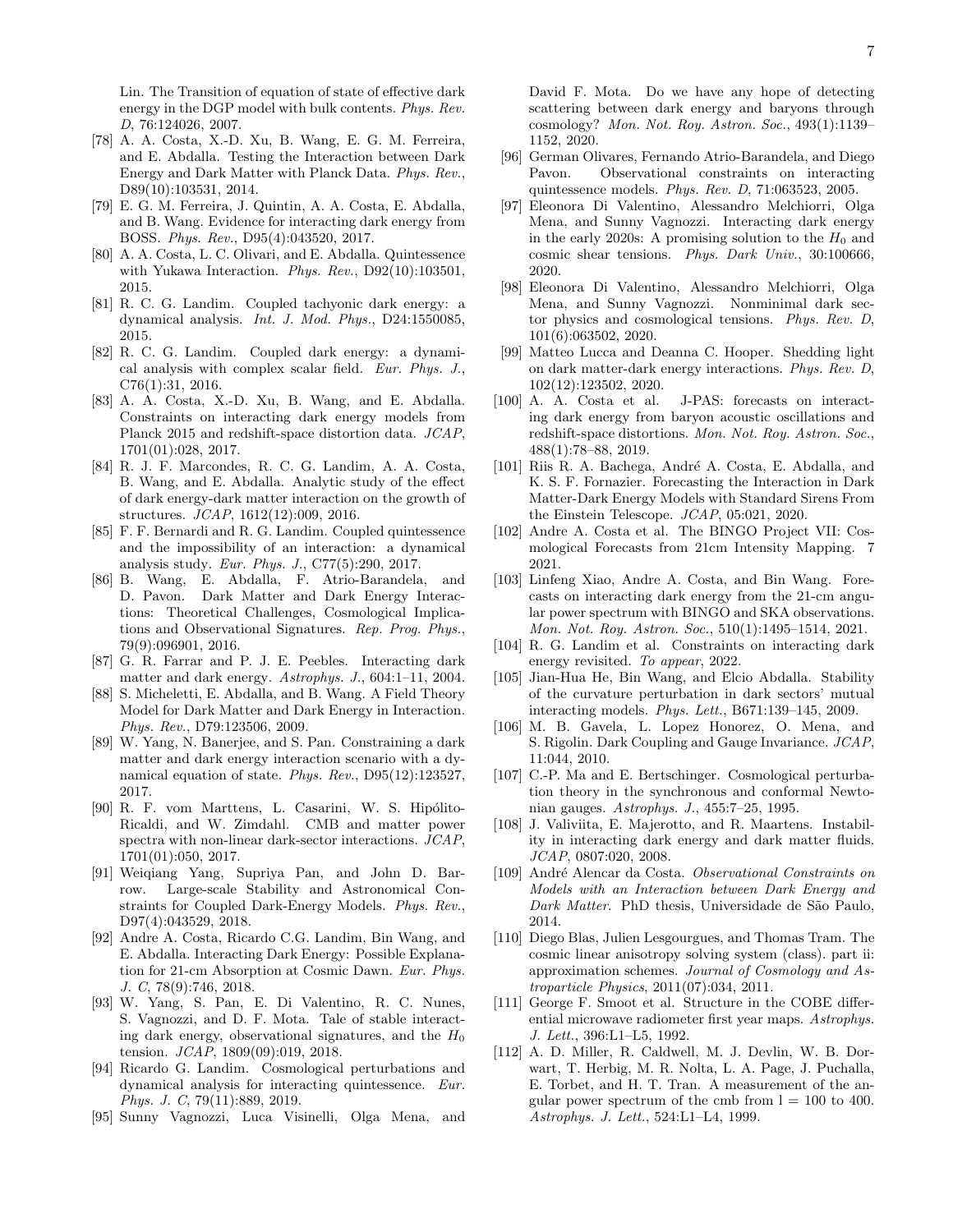Lin. The Transition of equation of state of effective dark energy in the DGP model with bulk contents. *Phys. Rev. D*, 76:124026, 2007.

[78] A. A. Costa, X.-D. Xu, B. Wang, E. G. M. Ferreira, and E. Abdalla. Testing the Interaction between Dark Energy and Dark Matter with Planck Data. *Phys. Rev.*, D89(10):103531, 2014.

[79] E. G. M. Ferreira, J. Quintin, A. A. Costa, E. Abdalla, and B. Wang. Evidence for interacting dark energy from BOSS. *Phys. Rev.*, D95(4):043520, 2017.

[80] A. A. Costa, L. C. Olivari, and E. Abdalla. Quintessence with Yukawa Interaction. *Phys. Rev.*, D92(10):103501, 2015.

[81] R. C. G. Landim. Coupled tachyonic dark energy: a dynamical analysis. *Int. J. Mod. Phys.*, D24:1550085, 2015.

[82] R. C. G. Landim. Coupled dark energy: a dynamical analysis with complex scalar field. *Eur. Phys. J.*, C76(1):31, 2016.

[83] A. A. Costa, X.-D. Xu, B. Wang, and E. Abdalla. Constraints on interacting dark energy models from Planck 2015 and redshift-space distortion data. *JCAP*, 1701(01):028, 2017.

[84] R. J. F. Marcondes, R. C. G. Landim, A. A. Costa, B. Wang, and E. Abdalla. Analytic study of the effect of dark energy-dark matter interaction on the growth of structures. *JCAP*, 1612(12):009, 2016.

[85] F. F. Bernardi and R. G. Landim. Coupled quintessence and the impossibility of an interaction: a dynamical analysis study. *Eur. Phys. J.*, C77(5):290, 2017.

[86] B. Wang, E. Abdalla, F. Atrio-Barandela, and D. Pavon. Dark Matter and Dark Energy Interactions: Theoretical Challenges, Cosmological Implications and Observational Signatures. *Rep. Prog. Phys.*, 79(9):096901, 2016.

[87] G. R. Farrar and P. J. E. Peebles. Interacting dark matter and dark energy. *Astrophys. J.*, 604:1–11, 2004.

[88] S. Micheletti, E. Abdalla, and B. Wang. A Field Theory Model for Dark Matter and Dark Energy in Interaction. *Phys. Rev.*, D79:123506, 2009.

[89] W. Yang, N. Banerjee, and S. Pan. Constraining a dark matter and dark energy interaction scenario with a dynamical equation of state. *Phys. Rev.*, D95(12):123527, 2017.

[90] R. F. vom Marttens, L. Casarini, W. S. Hipólito-Ricaldi, and W. Zimdahl. CMB and matter power spectra with non-linear dark-sector interactions. *JCAP*, 1701(01):050, 2017.

[91] Weiqiang Yang, Supriya Pan, and John D. Barrow. Large-scale Stability and Astronomical Constraints for Coupled Dark-Energy Models. *Phys. Rev.*, D97(4):043529, 2018.

[92] Andre A. Costa, Ricardo C.G. Landim, Bin Wang, and E. Abdalla. Interacting Dark Energy: Possible Explanation for 21-cm Absorption at Cosmic Dawn. *Eur. Phys. J. C*, 78(9):746, 2018.

[93] W. Yang, S. Pan, E. Di Valentino, R. C. Nunes, S. Vagnozzi, and D. F. Mota. Tale of stable interacting dark energy, observational signatures, and the $H_0$ tension. *JCAP*, 1809(09):019, 2018.

[94] Ricardo G. Landim. Cosmological perturbations and dynamical analysis for interacting quintessence. *Eur. Phys. J. C*, 79(11):889, 2019.

[95] Sunny Vagnozzi, Luca Visinelli, Olga Mena, and David F. Mota. Do we have any hope of detecting scattering between dark energy and baryons through cosmology? *Mon. Not. Roy. Astron. Soc.*, 493(1):1139–1152, 2020.

[96] German Olivares, Fernando Atrio-Barandela, and Diego Pavon. Observational constraints on interacting quintessence models. *Phys. Rev. D*, 71:063523, 2005.

[97] Eleonora Di Valentino, Alessandro Melchiorri, Olga Mena, and Sunny Vagnozzi. Interacting dark energy in the early 2020s: A promising solution to the $H_0$ and cosmic shear tensions. *Phys. Dark Univ.*, 30:100666, 2020.

[98] Eleonora Di Valentino, Alessandro Melchiorri, Olga Mena, and Sunny Vagnozzi. Nonminimal dark sector physics and cosmological tensions. *Phys. Rev. D*, 101(6):063502, 2020.

[99] Matteo Lucca and Deanna C. Hooper. Shedding light on dark matter-dark energy interactions. *Phys. Rev. D*, 102(12):123502, 2020.

[100] A. A. Costa et al. J-PAS: forecasts on interacting dark energy from baryon acoustic oscillations and redshift-space distortions. *Mon. Not. Roy. Astron. Soc.*, 488(1):78–88, 2019.

[101] Riis R. A. Bachega, André A. Costa, E. Abdalla, and K. S. F. Fornazier. Forecasting the Interaction in Dark Matter-Dark Energy Models with Standard Sirens From the Einstein Telescope. *JCAP*, 05:021, 2020.

[102] Andre A. Costa et al. The BINGO Project VII: Cosmological Forecasts from 21cm Intensity Mapping. 7 2021.

[103] Linfeng Xiao, Andre A. Costa, and Bin Wang. Forecasts on interacting dark energy from the 21-cm angular power spectrum with BINGO and SKA observations. *Mon. Not. Roy. Astron. Soc.*, 510(1):1495–1514, 2021.

[104] R. G. Landim et al. Constraints on interacting dark energy revisited. *To appear*, 2022.

[105] Jian-Hua He, Bin Wang, and Elcio Abdalla. Stability of the curvature perturbation in dark sectors' mutual interacting models. *Phys. Lett.*, B671:139–145, 2009.

[106] M. B. Gavela, L. Lopez Honorez, O. Mena, and S. Rigolin. Dark Coupling and Gauge Invariance. *JCAP*, 11:044, 2010.

[107] C.-P. Ma and E. Bertschinger. Cosmological perturbation theory in the synchronous and conformal Newtonian gauges. *Astrophys. J.*, 455:7–25, 1995.

[108] J. Valiviita, E. Majerotto, and R. Maartens. Instability in interacting dark energy and dark matter fluids. *JCAP*, 0807:020, 2008.

[109] André Alencar da Costa. *Observational Constraints on Models with an Interaction between Dark Energy and Dark Matter*. PhD thesis, Universidade de São Paulo, 2014.

[110] Diego Blas, Julien Lesgourgues, and Thomas Tram. The cosmic linear anisotropy solving system (class). part ii: approximation schemes. *Journal of Cosmology and Astroparticle Physics*, 2011(07):034, 2011.

[111] George F. Smoot et al. Structure in the COBE differential microwave radiometer first year maps. *Astrophys. J. Lett.*, 396:L1–L5, 1992.

[112] A. D. Miller, R. Caldwell, M. J. Devlin, W. B. Dorwart, T. Herbig, M. R. Nolta, L. A. Page, J. Puchalla, E. Torbet, and H. T. Tran. A measurement of the angular power spectrum of the cmb from l = 100 to 400. *Astrophys. J. Lett.*, 524:L1–L4, 1999.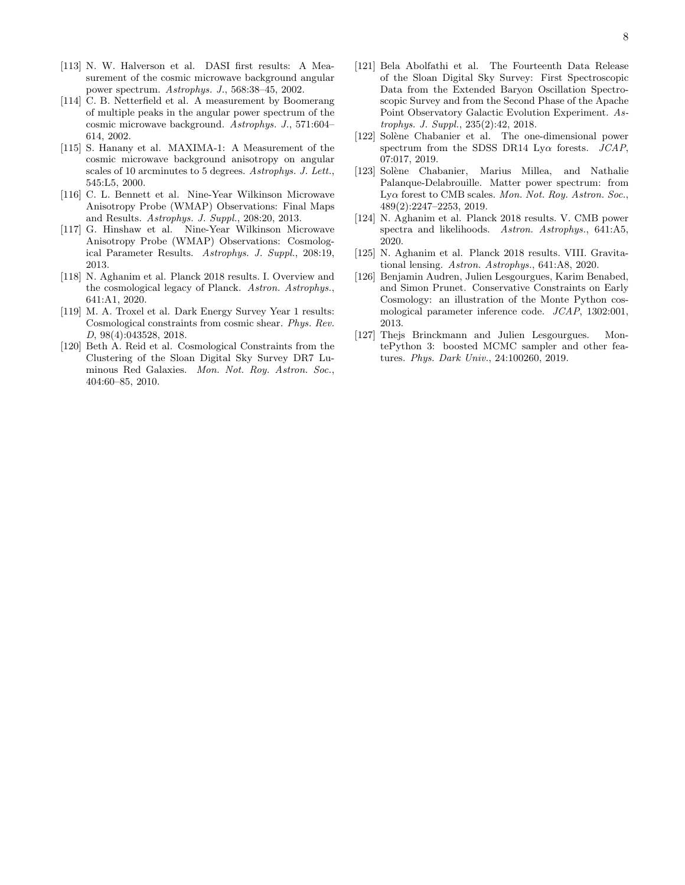[113] N. W. Halverson et al. DASI first results: A Measurement of the cosmic microwave background angular power spectrum. *Astrophys. J.*, 568:38–45, 2002.

[114] C. B. Netterfield et al. A measurement by Boomerang of multiple peaks in the angular power spectrum of the cosmic microwave background. *Astrophys. J.*, 571:604–614, 2002.

[115] S. Hanany et al. MAXIMA-1: A Measurement of the cosmic microwave background anisotropy on angular scales of 10 arcminutes to 5 degrees. *Astrophys. J. Lett.*, 545:L5, 2000.

[116] C. L. Bennett et al. Nine-Year Wilkinson Microwave Anisotropy Probe (WMAP) Observations: Final Maps and Results. *Astrophys. J. Suppl.*, 208:20, 2013.

[117] G. Hinshaw et al. Nine-Year Wilkinson Microwave Anisotropy Probe (WMAP) Observations: Cosmological Parameter Results. *Astrophys. J. Suppl.*, 208:19, 2013.

[118] N. Aghanim et al. Planck 2018 results. I. Overview and the cosmological legacy of Planck. *Astron. Astrophys.*, 641:A1, 2020.

[119] M. A. Troxel et al. Dark Energy Survey Year 1 results: Cosmological constraints from cosmic shear. *Phys. Rev. D*, 98(4):043528, 2018.

[120] Beth A. Reid et al. Cosmological Constraints from the Clustering of the Sloan Digital Sky Survey DR7 Luminous Red Galaxies. *Mon. Not. Roy. Astron. Soc.*, 404:60–85, 2010.

[121] Bela Abolfathi et al. The Fourteenth Data Release of the Sloan Digital Sky Survey: First Spectroscopic Data from the Extended Baryon Oscillation Spectroscopic Survey and from the Second Phase of the Apache Point Observatory Galactic Evolution Experiment. *Astrophys. J. Suppl.*, 235(2):42, 2018.

[122] Solène Chabanier et al. The one-dimensional power spectrum from the SDSS DR14 Ly$\alpha$ forests. *JCAP*, 07:017, 2019.

[123] Solène Chabanier, Marius Millea, and Nathalie Palanque-Delabrouille. Matter power spectrum: from Ly$\alpha$ forest to CMB scales. *Mon. Not. Roy. Astron. Soc.*, 489(2):2247–2253, 2019.

[124] N. Aghanim et al. Planck 2018 results. V. CMB power spectra and likelihoods. *Astron. Astrophys.*, 641:A5, 2020.

[125] N. Aghanim et al. Planck 2018 results. VIII. Gravitational lensing. *Astron. Astrophys.*, 641:A8, 2020.

[126] Benjamin Audren, Julien Lesgourgues, Karim Benabed, and Simon Prunet. Conservative Constraints on Early Cosmology: an illustration of the Monte Python cosmological parameter inference code. *JCAP*, 1302:001, 2013.

[127] Thejs Brinckmann and Julien Lesgourgues. MontePython 3: boosted MCMC sampler and other features. *Phys. Dark Univ.*, 24:100260, 2019.